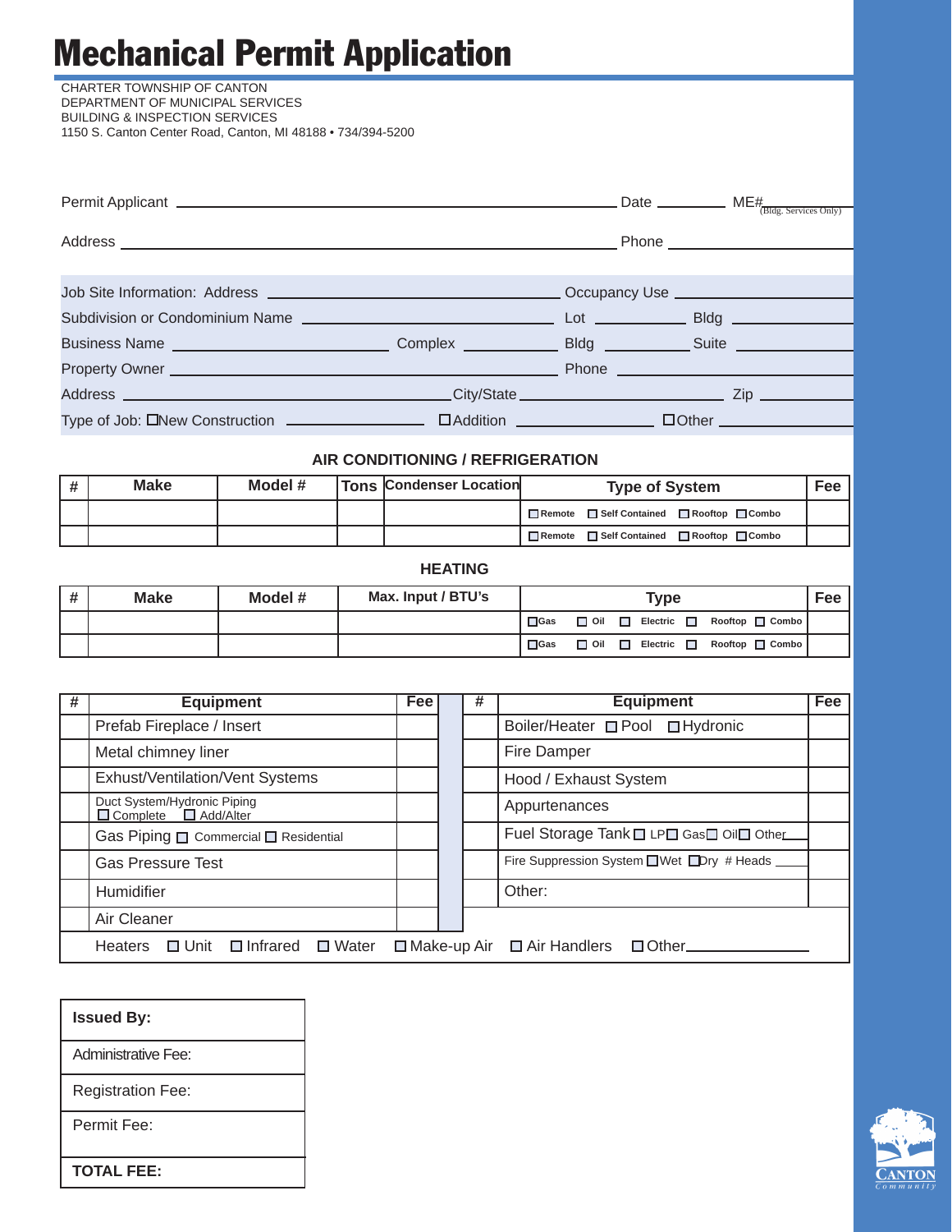# Mechanical Permit Application

CHARTER TOWNSHIP OF CANTON
DEPARTMENT OF MUNICIPAL SERVICES
BUILDING & INSPECTION SERVICES
1150 S. Canton Center Road, Canton, MI 48188 • 734/394-5200

Permit Applicant ______________________________ Date ________ ME# ________ (Bldg. Services Only)

Address ______________________________ Phone ________________

Job Site Information: Address ______________________________ Occupancy Use ________________

Subdivision or Condominium Name ______________________________ Lot __________ Bldg __________

Business Name __________________ Complex __________ Bldg __________ Suite __________

Property Owner ______________________________ Phone ________________

Address ______________________________ City/State ________________ Zip __________

Type of Job: ☐ New Construction ______________ ☐ Addition ______________ ☐ Other ______________

## AIR CONDITIONING / REFRIGERATION

| # | Make | Model # | Tons | Condenser Location | Type of System | Fee |
|---|---|---|---|---|---|---|
| | | | | | ☐ Remote ☐ Self Contained ☐ Rooftop ☐ Combo | |
| | | | | | ☐ Remote ☐ Self Contained ☐ Rooftop ☐ Combo | |

## HEATING

| # | Make | Model # | Max. Input / BTU's | Type | Fee |
|---|---|---|---|---|---|
| | | | | ☐ Gas ☐ Oil ☐ Electric ☐ Rooftop ☐ Combo | |
| | | | | ☐ Gas ☐ Oil ☐ Electric ☐ Rooftop ☐ Combo | |

| # | Equipment | Fee | # | Equipment | Fee |
|---|---|---|---|---|---|
| | Prefab Fireplace / Insert | | | Boiler/Heater ☐ Pool ☐ Hydronic | |
| | Metal chimney liner | | | Fire Damper | |
| | Exhust/Ventilation/Vent Systems | | | Hood / Exhaust System | |
| | Duct System/Hydronic Piping ☐ Complete ☐ Add/Alter | | | Appurtenances | |
| | Gas Piping ☐ Commercial ☐ Residential | | | Fuel Storage Tank ☐ LP ☐ Gas ☐ Oil ☐ Other ____ | |
| | Gas Pressure Test | | | Fire Suppression System ☐ Wet ☐ Dry # Heads ____ | |
| | Humidifier | | | Other: | |
| | Air Cleaner | | | | |
| | Heaters ☐ Unit ☐ Infrared ☐ Water ☐ Make-up Air ☐ Air Handlers ☐ Other ________ | | | | |

| **Issued By:** |
|---|
| Administrative Fee: |
| Registration Fee: |
| Permit Fee: |
| **TOTAL FEE:** |

CANTON Community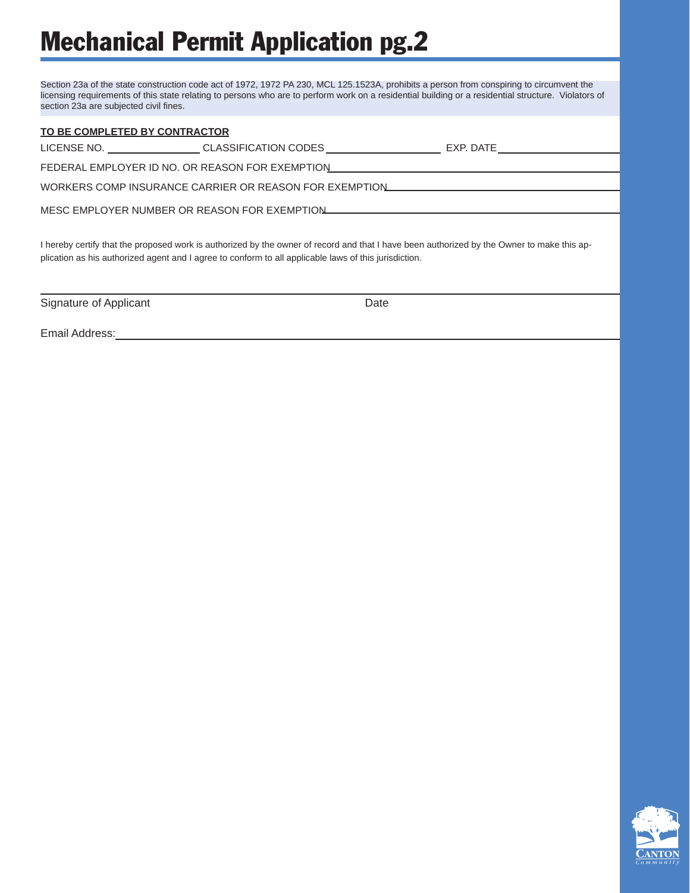# Mechanical Permit Application pg.2

Section 23a of the state construction code act of 1972, 1972 PA 230, MCL 125.1523A, prohibits a person from conspiring to circumvent the licensing requirements of this state relating to persons who are to perform work on a residential building or a residential structure. Violators of section 23a are subjected civil fines.

**TO BE COMPLETED BY CONTRACTOR**

LICENSE NO. ________________ CLASSIFICATION CODES ____________________ EXP. DATE ____________________

FEDERAL EMPLOYER ID NO. OR REASON FOR EXEMPTION ________________________________________

WORKERS COMP INSURANCE CARRIER OR REASON FOR EXEMPTION ________________________________________

MESC EMPLOYER NUMBER OR REASON FOR EXEMPTION ________________________________________

I hereby certify that the proposed work is authorized by the owner of record and that I have been authorized by the Owner to make this application as his authorized agent and I agree to conform to all applicable laws of this jurisdiction.

______________________________________________________________________________

Signature of Applicant                                                        Date

Email Address: ________________________________________________________________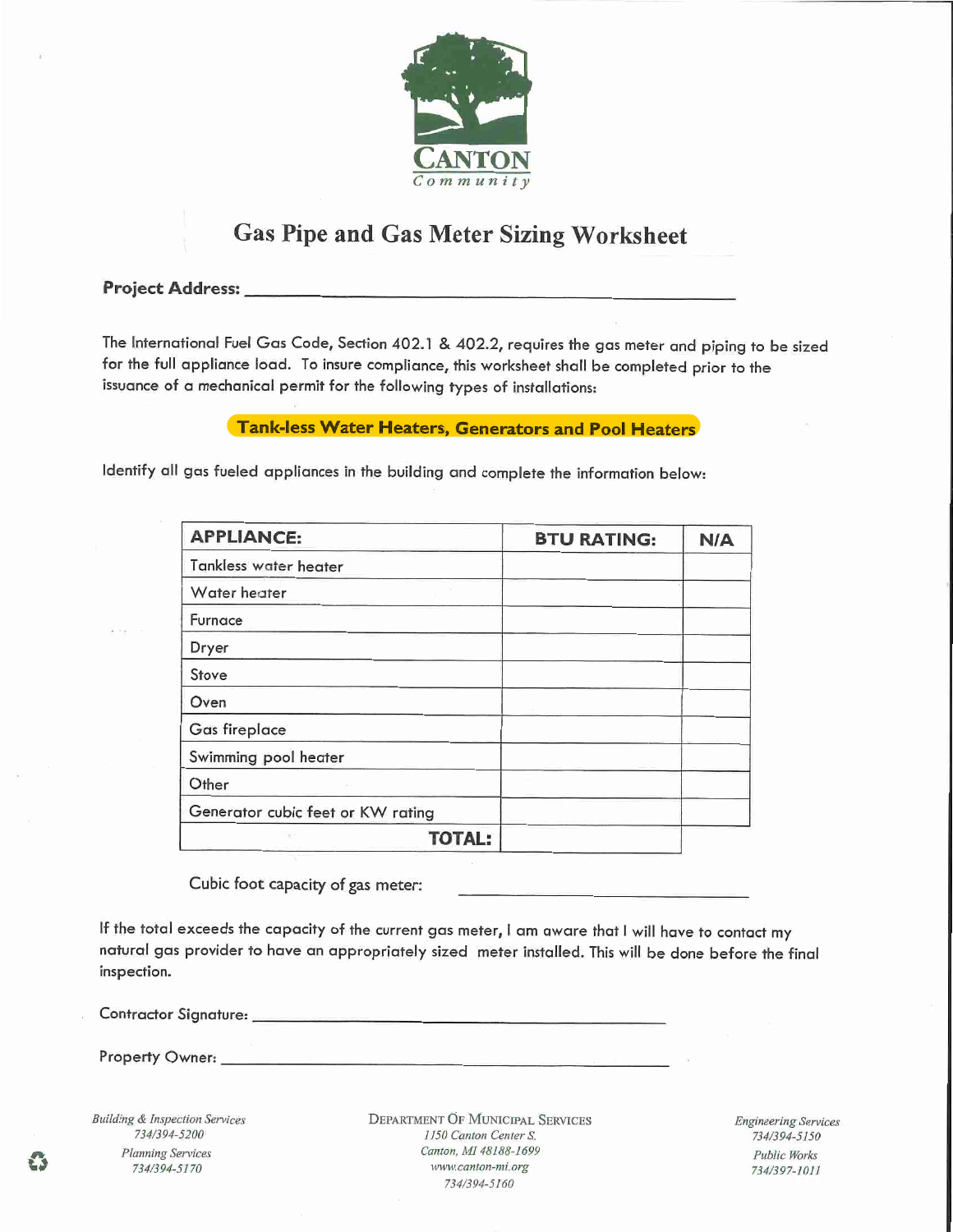CANTON
Community

# Gas Pipe and Gas Meter Sizing Worksheet

**Project Address:** ______________________________________________

The International Fuel Gas Code, Section 402.1 & 402.2, requires the gas meter and piping to be sized for the full appliance load. To insure compliance, this worksheet shall be completed prior to the issuance of a mechanical permit for the following types of installations:

**Tank-less Water Heaters, Generators and Pool Heaters**

Identify all gas fueled appliances in the building and complete the information below:

| APPLIANCE: | BTU RATING: | N/A |
|---|---|---|
| Tankless water heater | | |
| Water heater | | |
| Furnace | | |
| Dryer | | |
| Stove | | |
| Oven | | |
| Gas fireplace | | |
| Swimming pool heater | | |
| Other | | |
| Generator cubic feet or KW rating | | |
| **TOTAL:** | | |

Cubic foot capacity of gas meter: ____________________

If the total exceeds the capacity of the current gas meter, I am aware that I will have to contact my natural gas provider to have an appropriately sized meter installed. This will be done before the final inspection.

Contractor Signature: ______________________________________

Property Owner: ______________________________________

*Building & Inspection Services*
*734/394-5200*
*Planning Services*
*734/394-5170*

DEPARTMENT OF MUNICIPAL SERVICES
*1150 Canton Center S.*
*Canton, MI 48188-1699*
*www.canton-mi.org*
*734/394-5160*

*Engineering Services*
*734/394-5150*
*Public Works*
*734/397-1011*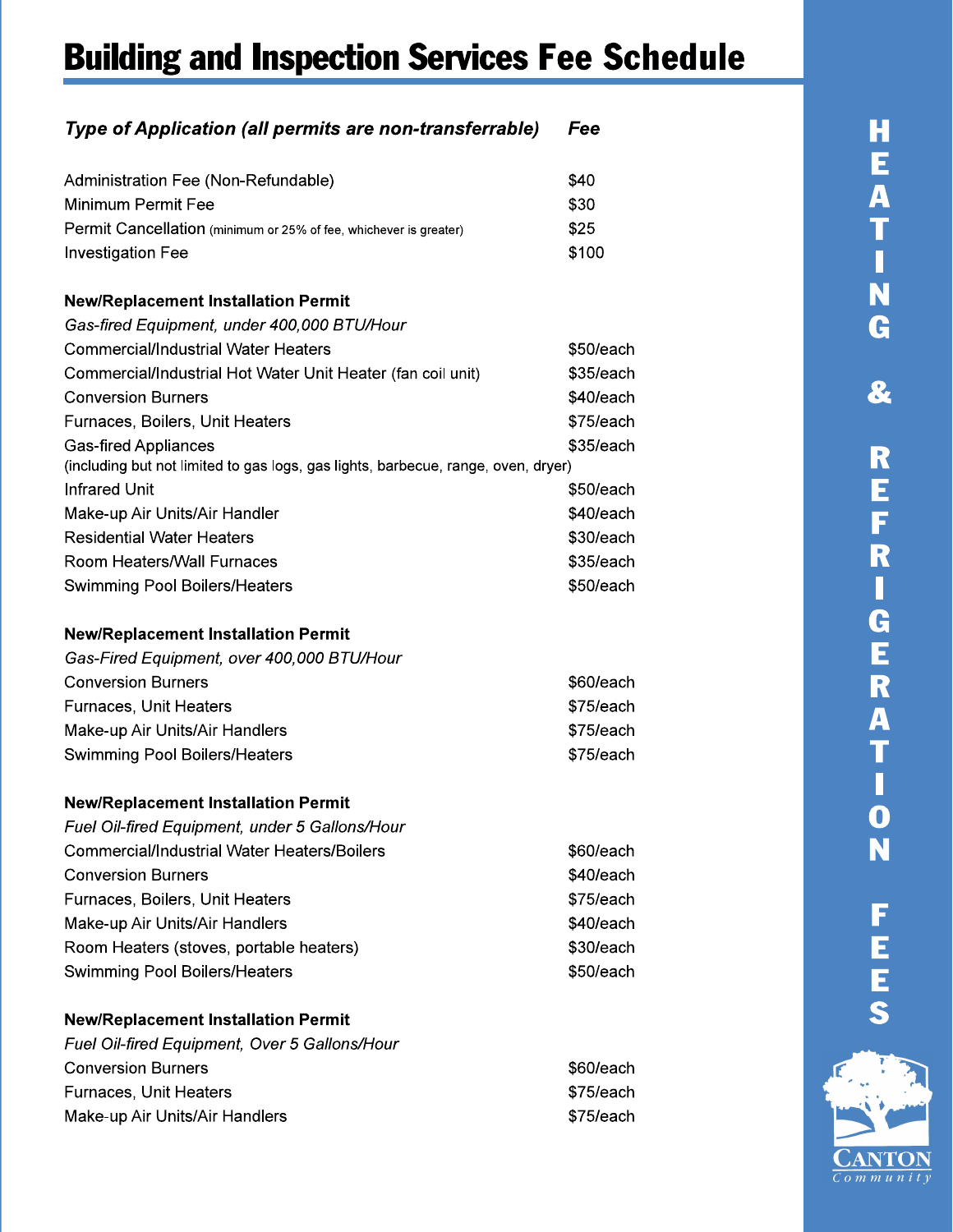# Building and Inspection Services Fee Schedule

| *Type of Application (all permits are non-transferrable)* | *Fee* |
|---|---|
| Administration Fee (Non-Refundable) | $40 |
| Minimum Permit Fee | $30 |
| Permit Cancellation (minimum or 25% of fee, whichever is greater) | $25 |
| Investigation Fee | $100 |
| **New/Replacement Installation Permit** | |
| *Gas-fired Equipment, under 400,000 BTU/Hour* | |
| Commercial/Industrial Water Heaters | $50/each |
| Commercial/Industrial Hot Water Unit Heater (fan coil unit) | $35/each |
| Conversion Burners | $40/each |
| Furnaces, Boilers, Unit Heaters | $75/each |
| Gas-fired Appliances (including but not limited to gas logs, gas lights, barbecue, range, oven, dryer) | $35/each |
| Infrared Unit | $50/each |
| Make-up Air Units/Air Handler | $40/each |
| Residential Water Heaters | $30/each |
| Room Heaters/Wall Furnaces | $35/each |
| Swimming Pool Boilers/Heaters | $50/each |
| **New/Replacement Installation Permit** | |
| *Gas-Fired Equipment, over 400,000 BTU/Hour* | |
| Conversion Burners | $60/each |
| Furnaces, Unit Heaters | $75/each |
| Make-up Air Units/Air Handlers | $75/each |
| Swimming Pool Boilers/Heaters | $75/each |
| **New/Replacement Installation Permit** | |
| *Fuel Oil-fired Equipment, under 5 Gallons/Hour* | |
| Commercial/Industrial Water Heaters/Boilers | $60/each |
| Conversion Burners | $40/each |
| Furnaces, Boilers, Unit Heaters | $75/each |
| Make-up Air Units/Air Handlers | $40/each |
| Room Heaters (stoves, portable heaters) | $30/each |
| Swimming Pool Boilers/Heaters | $50/each |
| **New/Replacement Installation Permit** | |
| *Fuel Oil-fired Equipment, Over 5 Gallons/Hour* | |
| Conversion Burners | $60/each |
| Furnaces, Unit Heaters | $75/each |
| Make-up Air Units/Air Handlers | $75/each |

HEATING & REFRIGERATION FEES

CANTON Community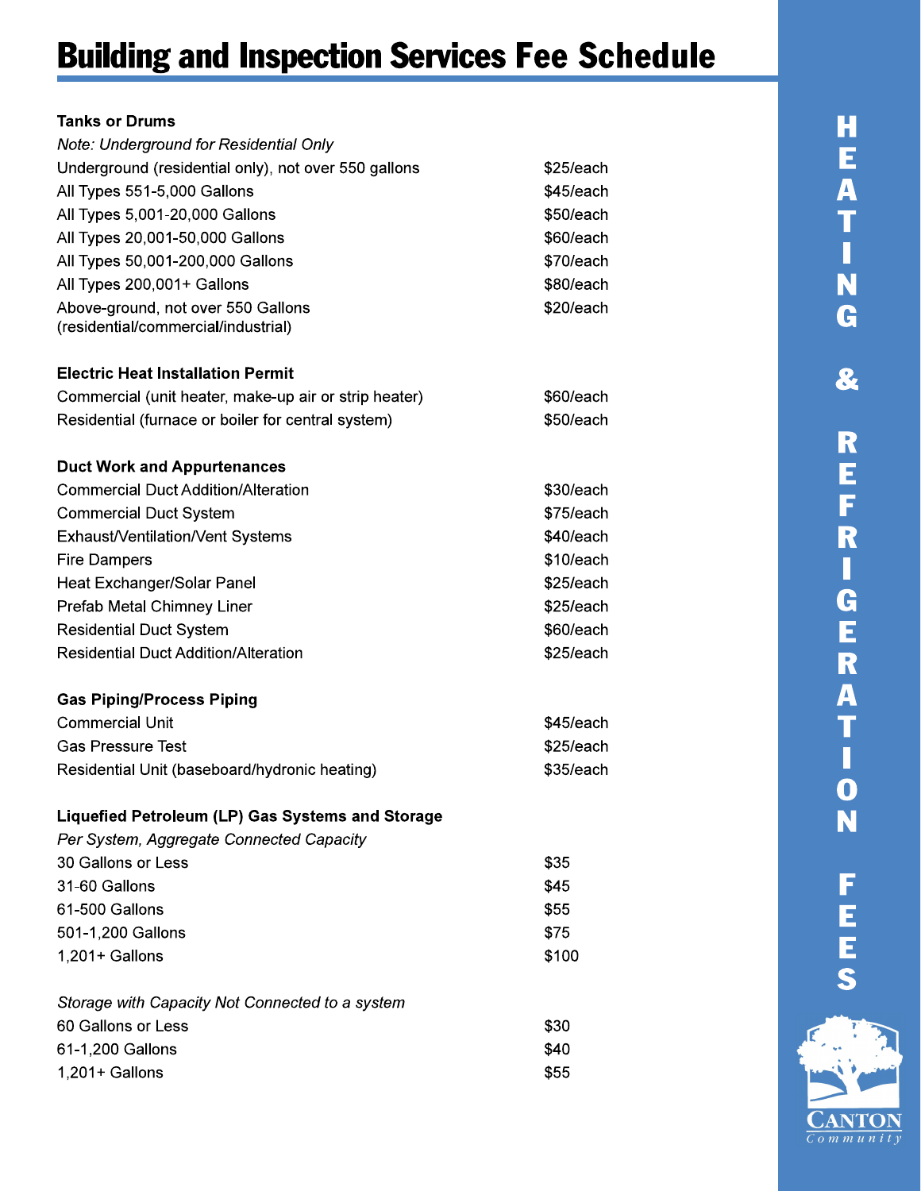# Building and Inspection Services Fee Schedule

## HEATING & REFRIGERATION FEES

**Tanks or Drums**

*Note: Underground for Residential Only*

| Item | Fee |
|---|---|
| Underground (residential only), not over 550 gallons | $25/each |
| All Types 551-5,000 Gallons | $45/each |
| All Types 5,001-20,000 Gallons | $50/each |
| All Types 20,001-50,000 Gallons | $60/each |
| All Types 50,001-200,000 Gallons | $70/each |
| All Types 200,001+ Gallons | $80/each |
| Above-ground, not over 550 Gallons (residential/commercial/industrial) | $20/each |

**Electric Heat Installation Permit**

| Item | Fee |
|---|---|
| Commercial (unit heater, make-up air or strip heater) | $60/each |
| Residential (furnace or boiler for central system) | $50/each |

**Duct Work and Appurtenances**

| Item | Fee |
|---|---|
| Commercial Duct Addition/Alteration | $30/each |
| Commercial Duct System | $75/each |
| Exhaust/Ventilation/Vent Systems | $40/each |
| Fire Dampers | $10/each |
| Heat Exchanger/Solar Panel | $25/each |
| Prefab Metal Chimney Liner | $25/each |
| Residential Duct System | $60/each |
| Residential Duct Addition/Alteration | $25/each |

**Gas Piping/Process Piping**

| Item | Fee |
|---|---|
| Commercial Unit | $45/each |
| Gas Pressure Test | $25/each |
| Residential Unit (baseboard/hydronic heating) | $35/each |

**Liquefied Petroleum (LP) Gas Systems and Storage**

*Per System, Aggregate Connected Capacity*

| Item | Fee |
|---|---|
| 30 Gallons or Less | $35 |
| 31-60 Gallons | $45 |
| 61-500 Gallons | $55 |
| 501-1,200 Gallons | $75 |
| 1,201+ Gallons | $100 |

*Storage with Capacity Not Connected to a system*

| Item | Fee |
|---|---|
| 60 Gallons or Less | $30 |
| 61-1,200 Gallons | $40 |
| 1,201+ Gallons | $55 |

CANTON Community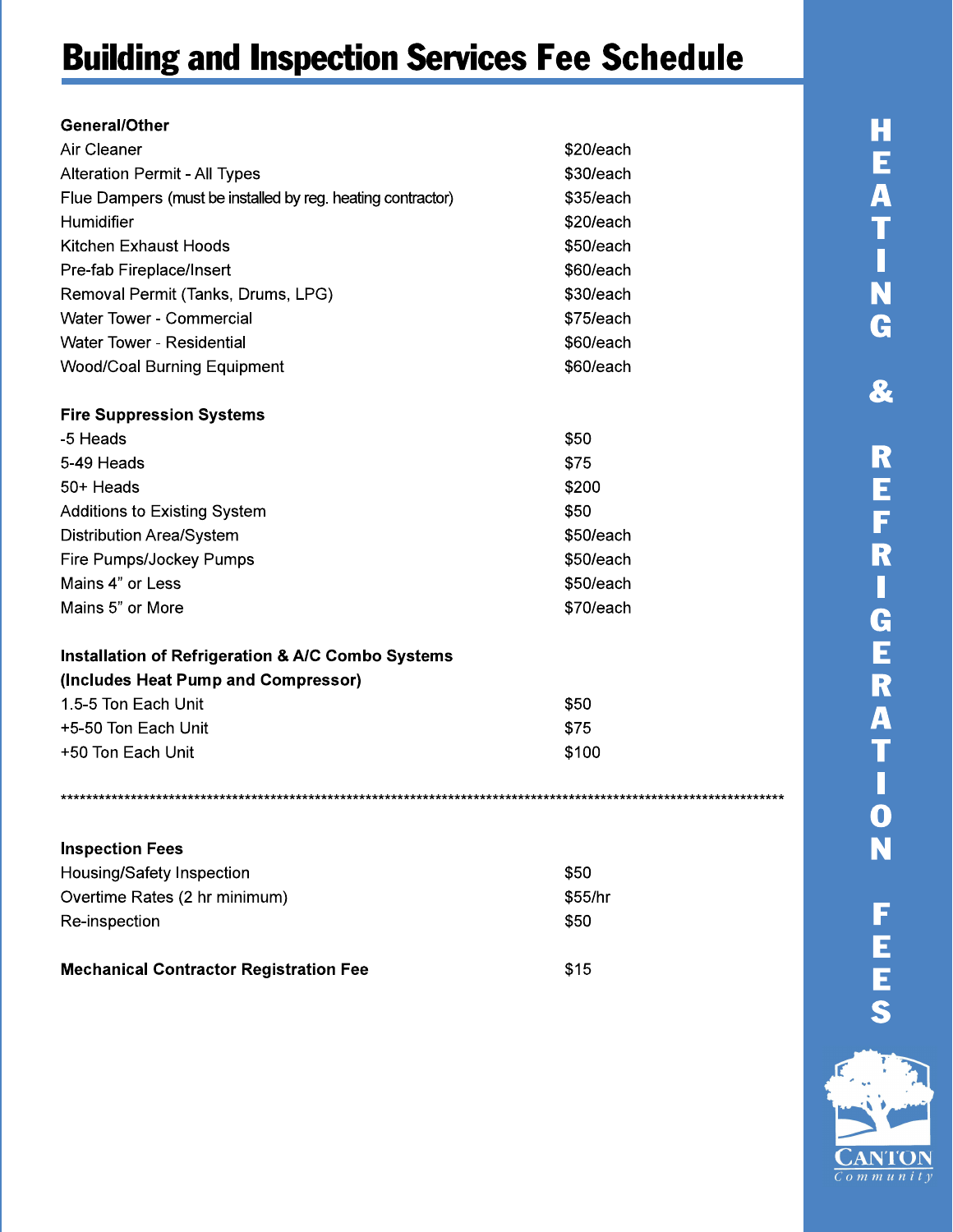# Building and Inspection Services Fee Schedule

| | |
|---|---|
| **General/Other** | |
| Air Cleaner | $20/each |
| Alteration Permit - All Types | $30/each |
| Flue Dampers (must be installed by reg. heating contractor) | $35/each |
| Humidifier | $20/each |
| Kitchen Exhaust Hoods | $50/each |
| Pre-fab Fireplace/Insert | $60/each |
| Removal Permit (Tanks, Drums, LPG) | $30/each |
| Water Tower - Commercial | $75/each |
| Water Tower - Residential | $60/each |
| Wood/Coal Burning Equipment | $60/each |
| **Fire Suppression Systems** | |
| -5 Heads | $50 |
| 5-49 Heads | $75 |
| 50+ Heads | $200 |
| Additions to Existing System | $50 |
| Distribution Area/System | $50/each |
| Fire Pumps/Jockey Pumps | $50/each |
| Mains 4" or Less | $50/each |
| Mains 5" or More | $70/each |
| **Installation of Refrigeration & A/C Combo Systems (Includes Heat Pump and Compressor)** | |
| 1.5-5 Ton Each Unit | $50 |
| +5-50 Ton Each Unit | $75 |
| +50 Ton Each Unit | $100 |

***************************************************************************************************************

| | |
|---|---|
| **Inspection Fees** | |
| Housing/Safety Inspection | $50 |
| Overtime Rates (2 hr minimum) | $55/hr |
| Re-inspection | $50 |
| **Mechanical Contractor Registration Fee** | $15 |

HEATING & REFRIGERATION FEES

CANTON Community